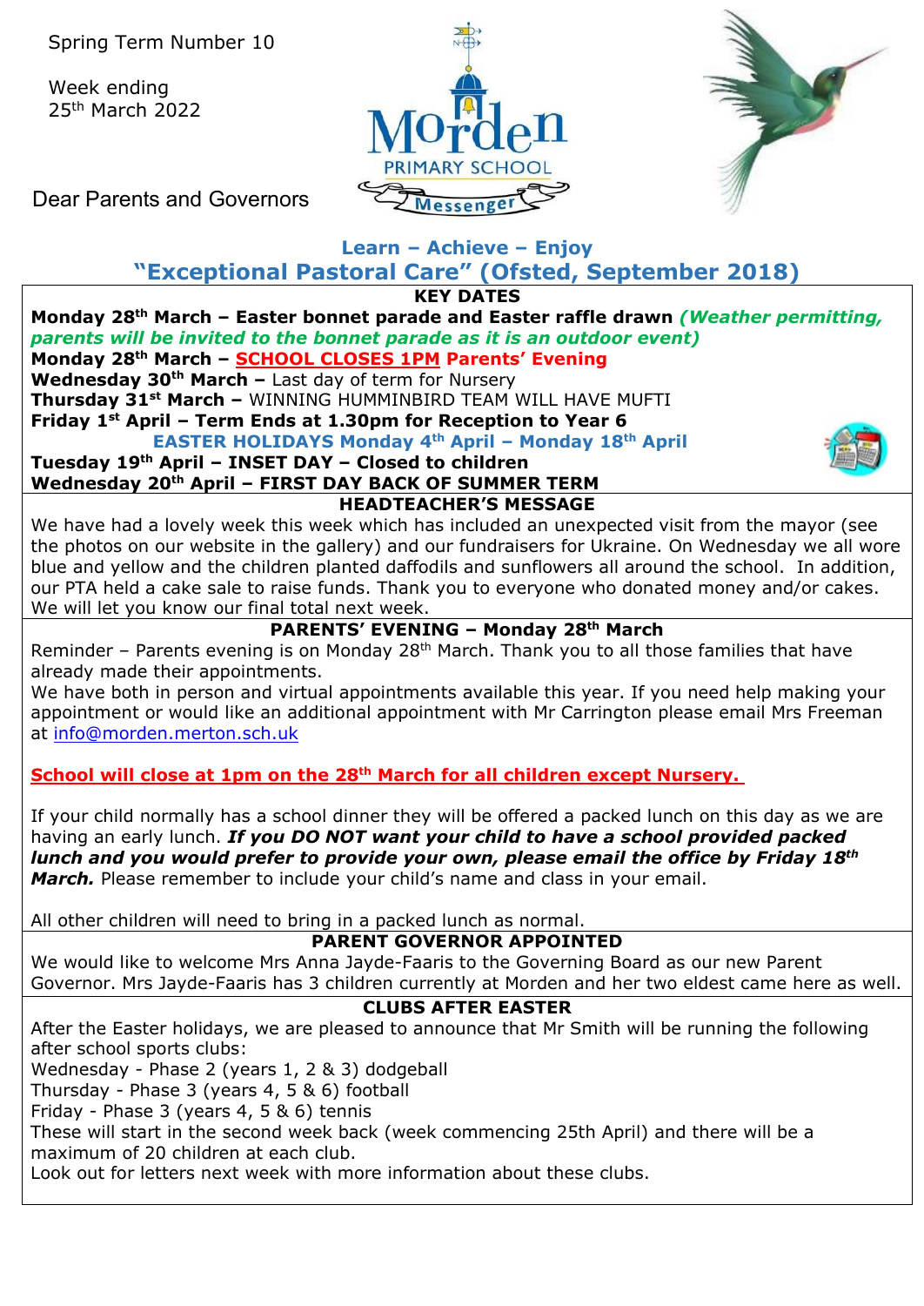Spring Term Number 10

Week ending 25th March 2022

Morden PRIMARY SCHOOL Messenger

Dear Parents and Governors

**Learn – Achieve – Enjoy**

## "Exceptional Pastoral Care" (Ofsted, September 2018)

### KEY DATES

**Monday 28th March – Easter bonnet parade and Easter raffle drawn** ***(Weather permitting, parents will be invited to the bonnet parade as it is an outdoor event)***

**Monday 28th March – SCHOOL CLOSES 1PM Parents' Evening**

**Wednesday 30th March –** Last day of term for Nursery

**Thursday 31st March –** WINNING HUMMINBIRD TEAM WILL HAVE MUFTI

**Friday 1st April – Term Ends at 1.30pm for Reception to Year 6**

**EASTER HOLIDAYS Monday 4th April – Monday 18th April**

**Tuesday 19th April – INSET DAY – Closed to children**

**Wednesday 20th April – FIRST DAY BACK OF SUMMER TERM**

### HEADTEACHER'S MESSAGE

We have had a lovely week this week which has included an unexpected visit from the mayor (see the photos on our website in the gallery) and our fundraisers for Ukraine. On Wednesday we all wore blue and yellow and the children planted daffodils and sunflowers all around the school. In addition, our PTA held a cake sale to raise funds. Thank you to everyone who donated money and/or cakes. We will let you know our final total next week.

### PARENTS' EVENING – Monday 28th March

Reminder – Parents evening is on Monday 28th March. Thank you to all those families that have already made their appointments.

We have both in person and virtual appointments available this year. If you need help making your appointment or would like an additional appointment with Mr Carrington please email Mrs Freeman at info@morden.merton.sch.uk

**School will close at 1pm on the 28th March for all children except Nursery.**

If your child normally has a school dinner they will be offered a packed lunch on this day as we are having an early lunch. ***If you DO NOT want your child to have a school provided packed lunch and you would prefer to provide your own, please email the office by Friday 18th March.*** Please remember to include your child's name and class in your email.

All other children will need to bring in a packed lunch as normal.

### PARENT GOVERNOR APPOINTED

We would like to welcome Mrs Anna Jayde-Faaris to the Governing Board as our new Parent Governor. Mrs Jayde-Faaris has 3 children currently at Morden and her two eldest came here as well.

### CLUBS AFTER EASTER

After the Easter holidays, we are pleased to announce that Mr Smith will be running the following after school sports clubs:

Wednesday - Phase 2 (years 1, 2 & 3) dodgeball

Thursday - Phase 3 (years 4, 5 & 6) football

Friday - Phase 3 (years 4, 5 & 6) tennis

These will start in the second week back (week commencing 25th April) and there will be a maximum of 20 children at each club.

Look out for letters next week with more information about these clubs.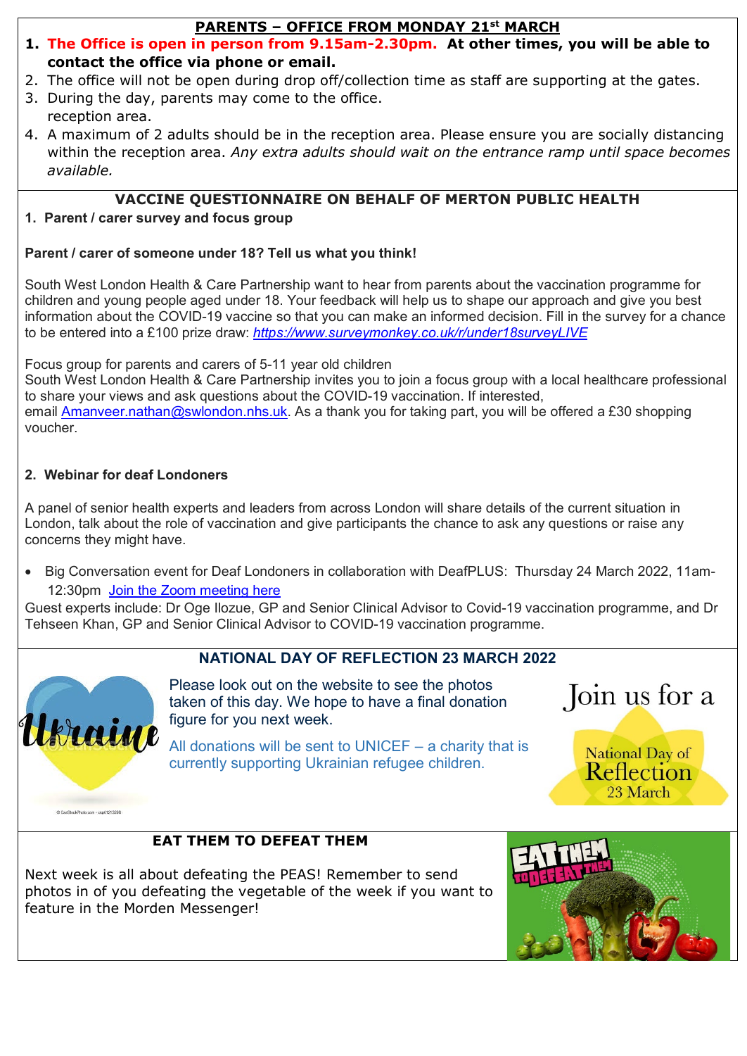## PARENTS – OFFICE FROM MONDAY 21st MARCH

1. **The Office is open in person from 9.15am-2.30pm. At other times, you will be able to contact the office via phone or email.**
2. The office will not be open during drop off/collection time as staff are supporting at the gates.
3. During the day, parents may come to the office.
   reception area.
4. A maximum of 2 adults should be in the reception area. Please ensure you are socially distancing within the reception area. *Any extra adults should wait on the entrance ramp until space becomes available.*

## VACCINE QUESTIONNAIRE ON BEHALF OF MERTON PUBLIC HEALTH

### 1. Parent / carer survey and focus group

**Parent / carer of someone under 18? Tell us what you think!**

South West London Health & Care Partnership want to hear from parents about the vaccination programme for children and young people aged under 18. Your feedback will help us to shape our approach and give you best information about the COVID-19 vaccine so that you can make an informed decision. Fill in the survey for a chance to be entered into a £100 prize draw: *https://www.surveymonkey.co.uk/r/under18surveyLIVE*

Focus group for parents and carers of 5-11 year old children
South West London Health & Care Partnership invites you to join a focus group with a local healthcare professional to share your views and ask questions about the COVID-19 vaccination. If interested, email Amanveer.nathan@swlondon.nhs.uk. As a thank you for taking part, you will be offered a £30 shopping voucher.

### 2. Webinar for deaf Londoners

A panel of senior health experts and leaders from across London will share details of the current situation in London, talk about the role of vaccination and give participants the chance to ask any questions or raise any concerns they might have.

- Big Conversation event for Deaf Londoners in collaboration with DeafPLUS: Thursday 24 March 2022, 11am-12:30pm Join the Zoom meeting here

Guest experts include: Dr Oge Ilozue, GP and Senior Clinical Advisor to Covid-19 vaccination programme, and Dr Tehseen Khan, GP and Senior Clinical Advisor to COVID-19 vaccination programme.

## NATIONAL DAY OF REFLECTION 23 MARCH 2022

Ukraine

Please look out on the website to see the photos taken of this day. We hope to have a final donation figure for you next week.

All donations will be sent to UNICEF – a charity that is currently supporting Ukrainian refugee children.

Join us for a National Day of Reflection 23 March

## EAT THEM TO DEFEAT THEM

Next week is all about defeating the PEAS! Remember to send photos in of you defeating the vegetable of the week if you want to feature in the Morden Messenger!

EAT THEM TO DEFEAT THEM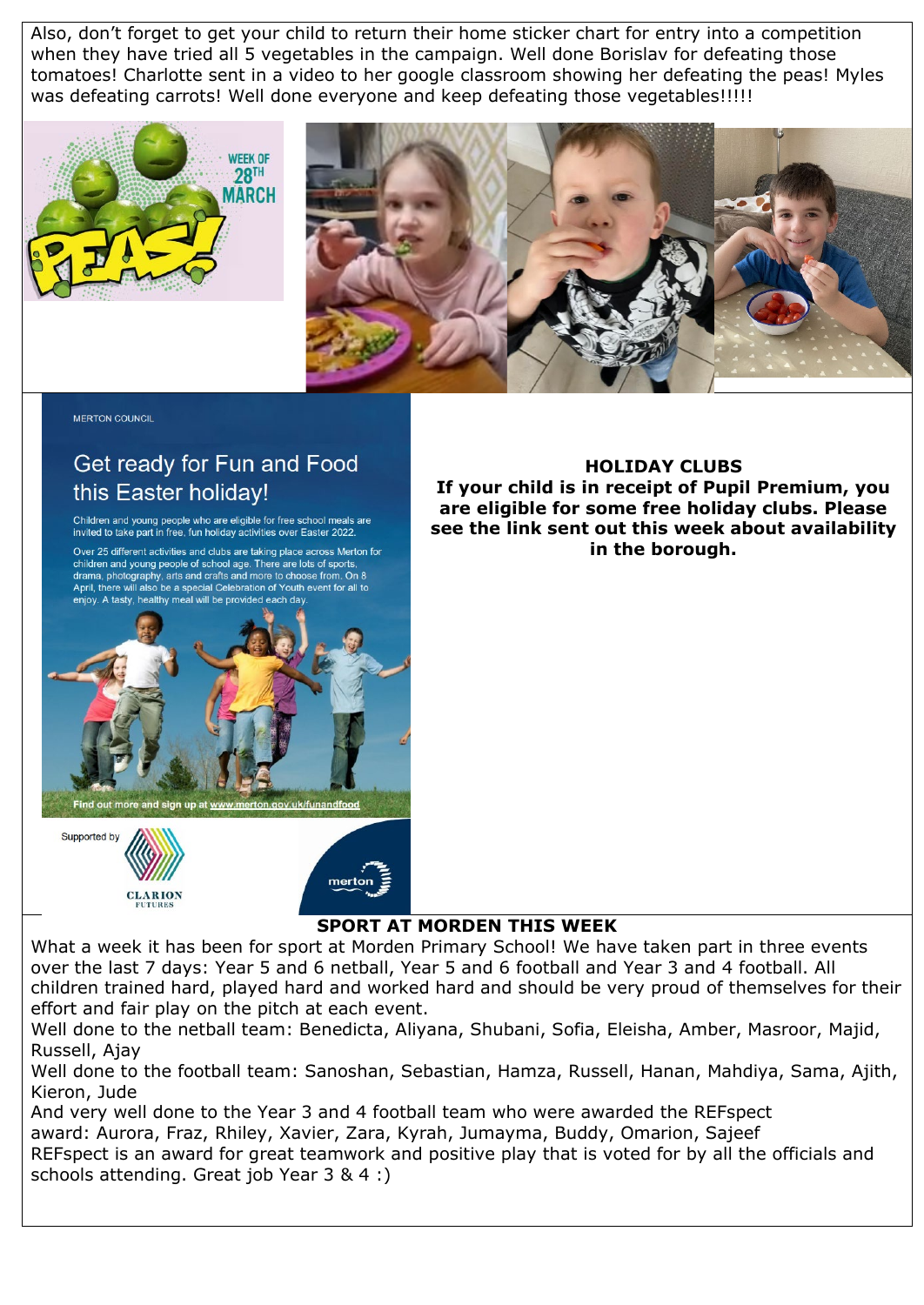Also, don't forget to get your child to return their home sticker chart for entry into a competition when they have tried all 5 vegetables in the campaign. Well done Borislav for defeating those tomatoes! Charlotte sent in a video to her google classroom showing her defeating the peas! Myles was defeating carrots! Well done everyone and keep defeating those vegetables!!!!!

WEEK OF 28TH MARCH

PEAS!

MERTON COUNCIL

## Get ready for Fun and Food this Easter holiday!

Children and young people who are eligible for free school meals are invited to take part in free, fun holiday activities over Easter 2022.

Over 25 different activities and clubs are taking place across Merton for children and young people of school age. There are lots of sports, drama, photography, arts and crafts and more to choose from. On 8 April, there will also be a special Celebration of Youth event for all to enjoy. A tasty, healthy meal will be provided each day.

Find out more and sign up at www.merton.gov.uk/funandfood

Supported by CLARION FUTURES

merton

**HOLIDAY CLUBS**

**If your child is in receipt of Pupil Premium, you are eligible for some free holiday clubs. Please see the link sent out this week about availability in the borough.**

**SPORT AT MORDEN THIS WEEK**

What a week it has been for sport at Morden Primary School! We have taken part in three events over the last 7 days: Year 5 and 6 netball, Year 5 and 6 football and Year 3 and 4 football. All children trained hard, played hard and worked hard and should be very proud of themselves for their effort and fair play on the pitch at each event.

Well done to the netball team: Benedicta, Aliyana, Shubani, Sofia, Eleisha, Amber, Masroor, Majid, Russell, Ajay

Well done to the football team: Sanoshan, Sebastian, Hamza, Russell, Hanan, Mahdiya, Sama, Ajith, Kieron, Jude

And very well done to the Year 3 and 4 football team who were awarded the REFspect award: Aurora, Fraz, Rhiley, Xavier, Zara, Kyrah, Jumayma, Buddy, Omarion, Sajeef

REFspect is an award for great teamwork and positive play that is voted for by all the officials and schools attending. Great job Year 3 & 4 :)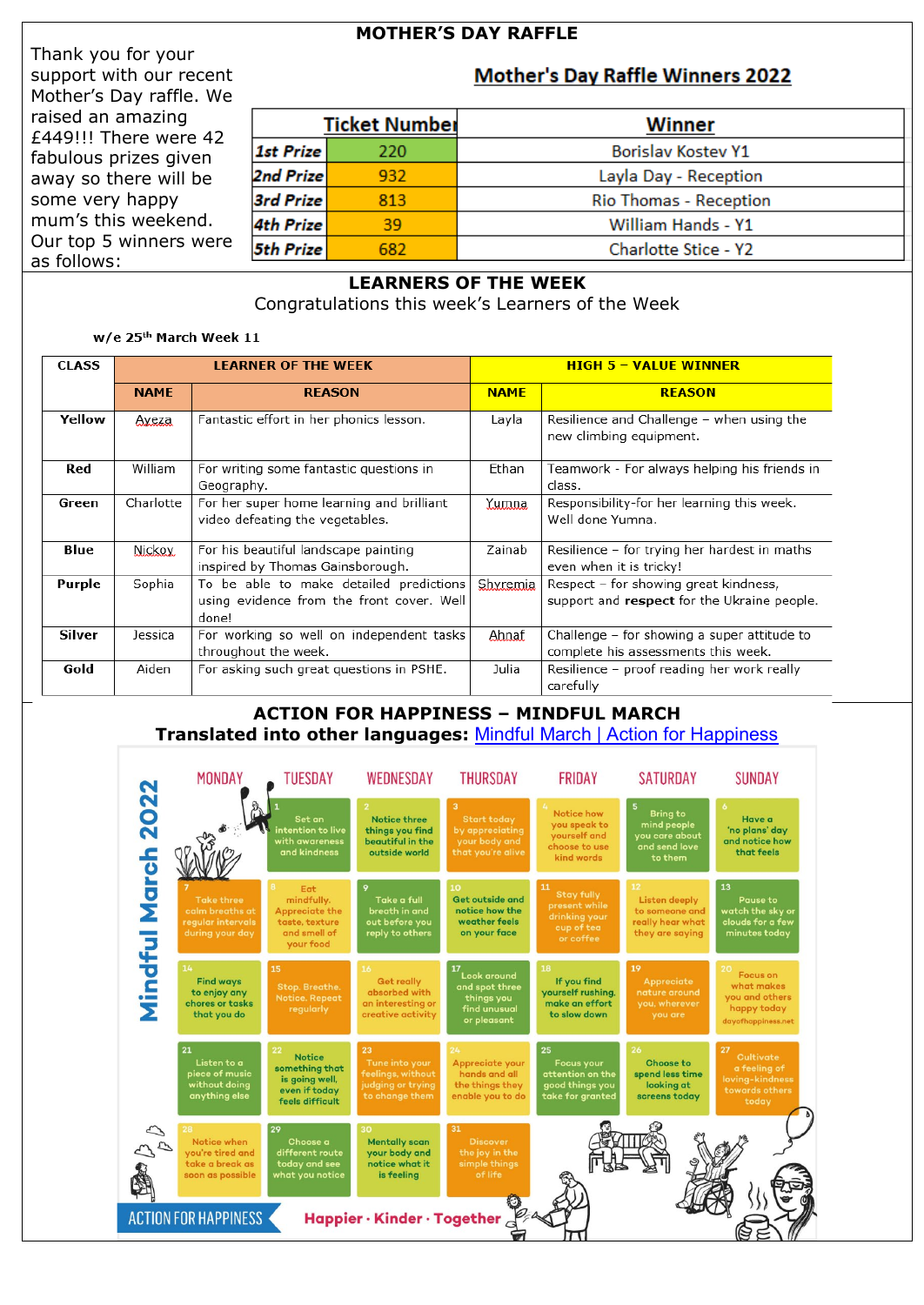## MOTHER'S DAY RAFFLE

Thank you for your support with our recent Mother's Day raffle. We raised an amazing £449!!! There were 42 fabulous prizes given away so there will be some very happy mum's this weekend. Our top 5 winners were as follows:

### Mother's Day Raffle Winners 2022

| | Ticket Number | Winner |
|---|---|---|
| 1st Prize | 220 | Borislav Kostev Y1 |
| 2nd Prize | 932 | Layla Day - Reception |
| 3rd Prize | 813 | Rio Thomas - Reception |
| 4th Prize | 39 | William Hands - Y1 |
| 5th Prize | 682 | Charlotte Stice - Y2 |

## LEARNERS OF THE WEEK

Congratulations this week's Learners of the Week

**w/e 25th March Week 11**

| CLASS | LEARNER OF THE WEEK | | HIGH 5 – VALUE WINNER | |
|---|---|---|---|---|
| | NAME | REASON | NAME | REASON |
| Yellow | Ayeza | Fantastic effort in her phonics lesson. | Layla | Resilience and Challenge – when using the new climbing equipment. |
| Red | William | For writing some fantastic questions in Geography. | Ethan | Teamwork - For always helping his friends in class. |
| Green | Charlotte | For her super home learning and brilliant video defeating the vegetables. | Yumna | Responsibility-for her learning this week. Well done Yumna. |
| Blue | Nickoy | For his beautiful landscape painting inspired by Thomas Gainsborough. | Zainab | Resilience – for trying her hardest in maths even when it is tricky! |
| Purple | Sophia | To be able to make detailed predictions using evidence from the front cover. Well done! | Shyremia | Respect – for showing great kindness, support and **respect** for the Ukraine people. |
| Silver | Jessica | For working so well on independent tasks throughout the week. | Ahnaf | Challenge – for showing a super attitude to complete his assessments this week. |
| Gold | Aiden | For asking such great questions in PSHE. | Julia | Resilience – proof reading her work really carefully |

## ACTION FOR HAPPINESS – MINDFUL MARCH

**Translated into other languages:** [Mindful March | Action for Happiness]

### Mindful March 2022

| MONDAY | TUESDAY | WEDNESDAY | THURSDAY | FRIDAY | SATURDAY | SUNDAY |
|---|---|---|---|---|---|---|
| | 1 Set an intention to live with awareness and kindness | 2 Notice three things you find beautiful in the outside world | 3 Start today by appreciating your body and that you're alive | 4 Notice how you speak to yourself and choose to use kind words | 5 Bring to mind people you care about and send love to them | 6 Have a 'no plans' day and notice how that feels |
| 7 Take three calm breaths at regular intervals during your day | 8 Eat mindfully. Appreciate the taste, texture and smell of your food | 9 Take a full breath in and out before you reply to others | 10 Get outside and notice how the weather feels on your face | 11 Stay fully present while drinking your cup of tea or coffee | 12 Listen deeply to someone and really hear what they are saying | 13 Pause to watch the sky or clouds for a few minutes today |
| 14 Find ways to enjoy any chores or tasks that you do | 15 Stop. Breathe. Notice. Repeat regularly | 16 Get really absorbed with an interesting or creative activity | 17 Look around and spot three things you find unusual or pleasant | 18 If you find yourself rushing, make an effort to slow down | 19 Appreciate nature around you, wherever you are | 20 Focus on what makes you and others happy today |
| 21 Listen to a piece of music without doing anything else | 22 Notice something that is going well, even if today feels difficult | 23 Tune into your feelings, without judging or trying to change them | 24 Appreciate your hands and all the things they enable you to do | 25 Focus your attention on the good things you take for granted | 26 Choose to spend less time looking at screens today | 27 Cultivate a feeling of loving-kindness towards others today |
| 28 Notice when you're tired and take a break as soon as possible | 29 Choose a different route today and see what you notice | 30 Mentally scan your body and notice what it is feeling | 31 Discover the joy in the simple things of life | | | |

dayofhappiness.net

ACTION FOR HAPPINESS — Happier · Kinder · Together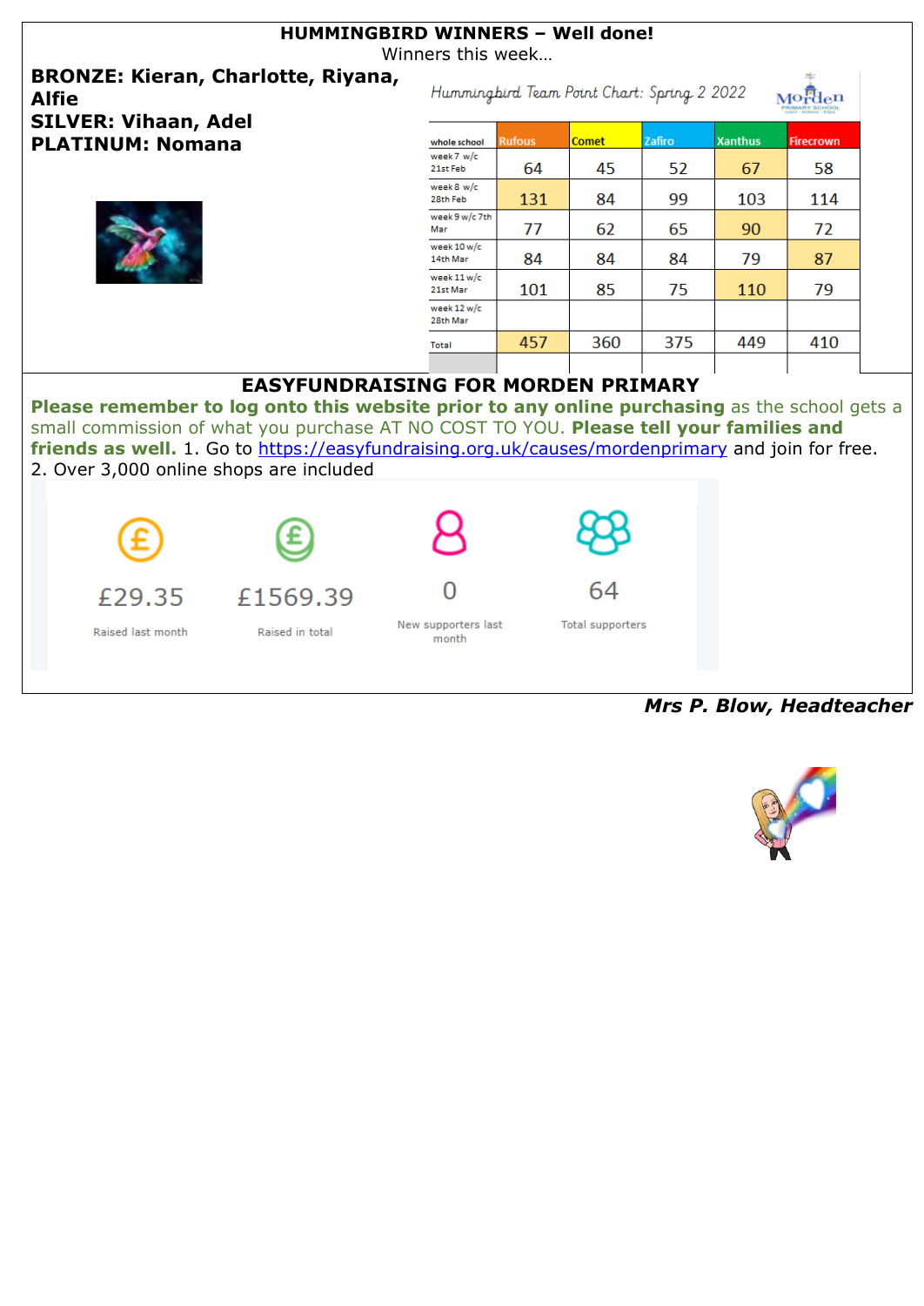## HUMMINGBIRD WINNERS – Well done!

Winners this week…

**BRONZE: Kieran, Charlotte, Riyana, Alfie**
**SILVER: Vihaan, Adel**
**PLATINUM: Nomana**

Hummingbird Team Point Chart: Spring 2 2022

| whole school | Rufous | Comet | Zafiro | Xanthus | Firecrown |
|---|---|---|---|---|---|
| week 7 w/c 21st Feb | 64 | 45 | 52 | 67 | 58 |
| week 8 w/c 28th Feb | 131 | 84 | 99 | 103 | 114 |
| week 9 w/c 7th Mar | 77 | 62 | 65 | 90 | 72 |
| week 10 w/c 14th Mar | 84 | 84 | 84 | 79 | 87 |
| week 11 w/c 21st Mar | 101 | 85 | 75 | 110 | 79 |
| week 12 w/c 28th Mar | | | | | |
| Total | 457 | 360 | 375 | 449 | 410 |

## EASYFUNDRAISING FOR MORDEN PRIMARY

**Please remember to log onto this website prior to any online purchasing** as the school gets a small commission of what you purchase AT NO COST TO YOU. **Please tell your families and friends as well.** 1. Go to https://easyfundraising.org.uk/causes/mordenprimary and join for free.
2. Over 3,000 online shops are included

£29.35
Raised last month

£1569.39
Raised in total

0
New supporters last month

64
Total supporters

***Mrs P. Blow, Headteacher***